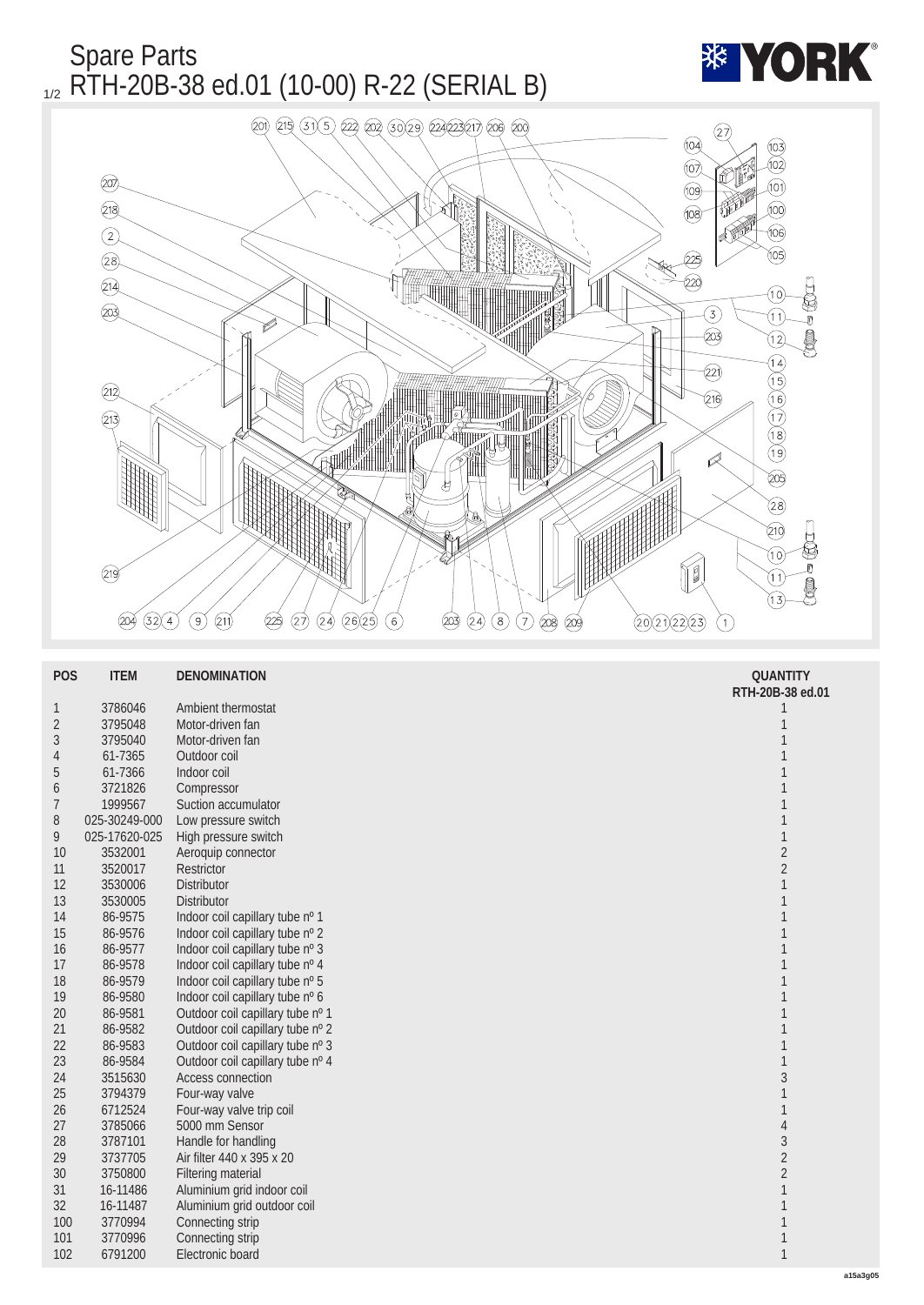# Spare Parts

## RTH-20B-38 ed.01 (10-00) R-22 (SERIAL B)

| POS | ITEM | DENOMINATION | QUANTITY RTH-20B-38 ed.01 |
|---|---|---|---|
| 1 | 3786046 | Ambient thermostat | 1 |
| 2 | 3795048 | Motor-driven fan | 1 |
| 3 | 3795040 | Motor-driven fan | 1 |
| 4 | 61-7365 | Outdoor coil | 1 |
| 5 | 61-7366 | Indoor coil | 1 |
| 6 | 3721826 | Compressor | 1 |
| 7 | 1999567 | Suction accumulator | 1 |
| 8 | 025-30249-000 | Low pressure switch | 1 |
| 9 | 025-17620-025 | High pressure switch | 1 |
| 10 | 3532001 | Aeroquip connector | 2 |
| 11 | 3520017 | Restrictor | 2 |
| 12 | 3530006 | Distributor | 1 |
| 13 | 3530005 | Distributor | 1 |
| 14 | 86-9575 | Indoor coil capillary tube nº 1 | 1 |
| 15 | 86-9576 | Indoor coil capillary tube nº 2 | 1 |
| 16 | 86-9577 | Indoor coil capillary tube nº 3 | 1 |
| 17 | 86-9578 | Indoor coil capillary tube nº 4 | 1 |
| 18 | 86-9579 | Indoor coil capillary tube nº 5 | 1 |
| 19 | 86-9580 | Indoor coil capillary tube nº 6 | 1 |
| 20 | 86-9581 | Outdoor coil capillary tube nº 1 | 1 |
| 21 | 86-9582 | Outdoor coil capillary tube nº 2 | 1 |
| 22 | 86-9583 | Outdoor coil capillary tube nº 3 | 1 |
| 23 | 86-9584 | Outdoor coil capillary tube nº 4 | 1 |
| 24 | 3515630 | Access connection | 3 |
| 25 | 3794379 | Four-way valve | 1 |
| 26 | 6712524 | Four-way valve trip coil | 1 |
| 27 | 3785066 | 5000 mm Sensor | 4 |
| 28 | 3787101 | Handle for handling | 3 |
| 29 | 3737705 | Air filter 440 x 395 x 20 | 2 |
| 30 | 3750800 | Filtering material | 2 |
| 31 | 16-11486 | Aluminium grid indoor coil | 1 |
| 32 | 16-11487 | Aluminium grid outdoor coil | 1 |
| 100 | 3770994 | Connecting strip | 1 |
| 101 | 3770996 | Connecting strip | 1 |
| 102 | 6791200 | Electronic board | 1 |

a15a3g05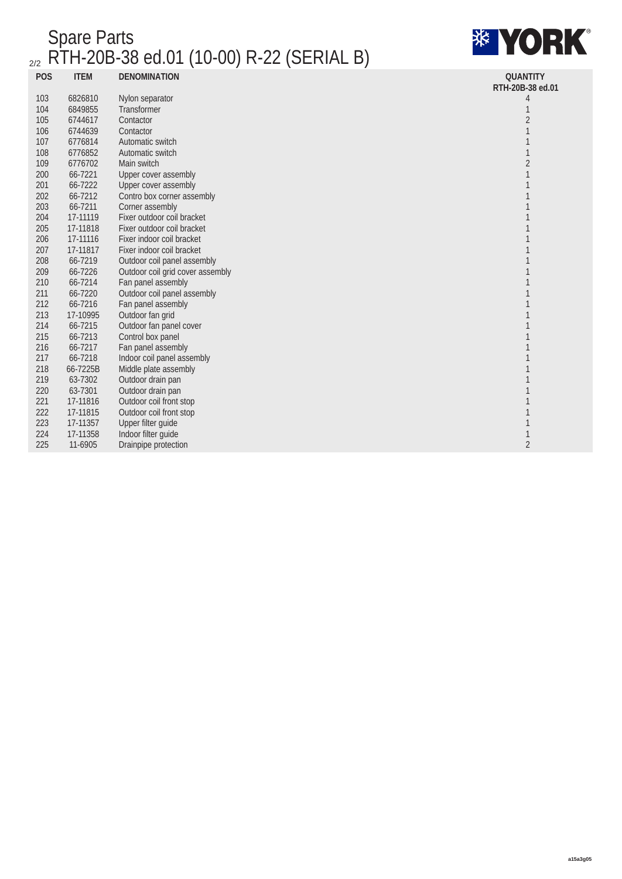# Spare Parts

## RTH-20B-38 ed.01 (10-00) R-22 (SERIAL B)

| POS | ITEM | DENOMINATION | QUANTITY RTH-20B-38 ed.01 |
|---|---|---|---|
| 103 | 6826810 | Nylon separator | 4 |
| 104 | 6849855 | Transformer | 1 |
| 105 | 6744617 | Contactor | 2 |
| 106 | 6744639 | Contactor | 1 |
| 107 | 6776814 | Automatic switch | 1 |
| 108 | 6776852 | Automatic switch | 1 |
| 109 | 6776702 | Main switch | 2 |
| 200 | 66-7221 | Upper cover assembly | 1 |
| 201 | 66-7222 | Upper cover assembly | 1 |
| 202 | 66-7212 | Contro box corner assembly | 1 |
| 203 | 66-7211 | Corner assembly | 1 |
| 204 | 17-11119 | Fixer outdoor coil bracket | 1 |
| 205 | 17-11818 | Fixer outdoor coil bracket | 1 |
| 206 | 17-11116 | Fixer indoor coil bracket | 1 |
| 207 | 17-11817 | Fixer indoor coil bracket | 1 |
| 208 | 66-7219 | Outdoor coil panel assembly | 1 |
| 209 | 66-7226 | Outdoor coil grid cover assembly | 1 |
| 210 | 66-7214 | Fan panel assembly | 1 |
| 211 | 66-7220 | Outdoor coil panel assembly | 1 |
| 212 | 66-7216 | Fan panel assembly | 1 |
| 213 | 17-10995 | Outdoor fan grid | 1 |
| 214 | 66-7215 | Outdoor fan panel cover | 1 |
| 215 | 66-7213 | Control box panel | 1 |
| 216 | 66-7217 | Fan panel assembly | 1 |
| 217 | 66-7218 | Indoor coil panel assembly | 1 |
| 218 | 66-7225B | Middle plate assembly | 1 |
| 219 | 63-7302 | Outdoor drain pan | 1 |
| 220 | 63-7301 | Outdoor drain pan | 1 |
| 221 | 17-11816 | Outdoor coil front stop | 1 |
| 222 | 17-11815 | Outdoor coil front stop | 1 |
| 223 | 17-11357 | Upper filter guide | 1 |
| 224 | 17-11358 | Indoor filter guide | 1 |
| 225 | 11-6905 | Drainpipe protection | 2 |

a15a3g05